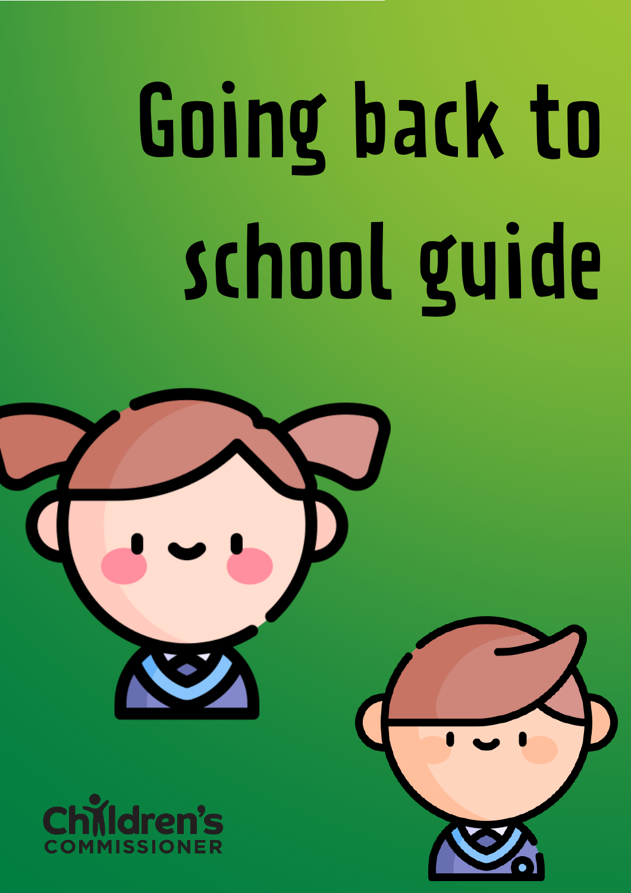# Going back to school guide

Children's Commissioner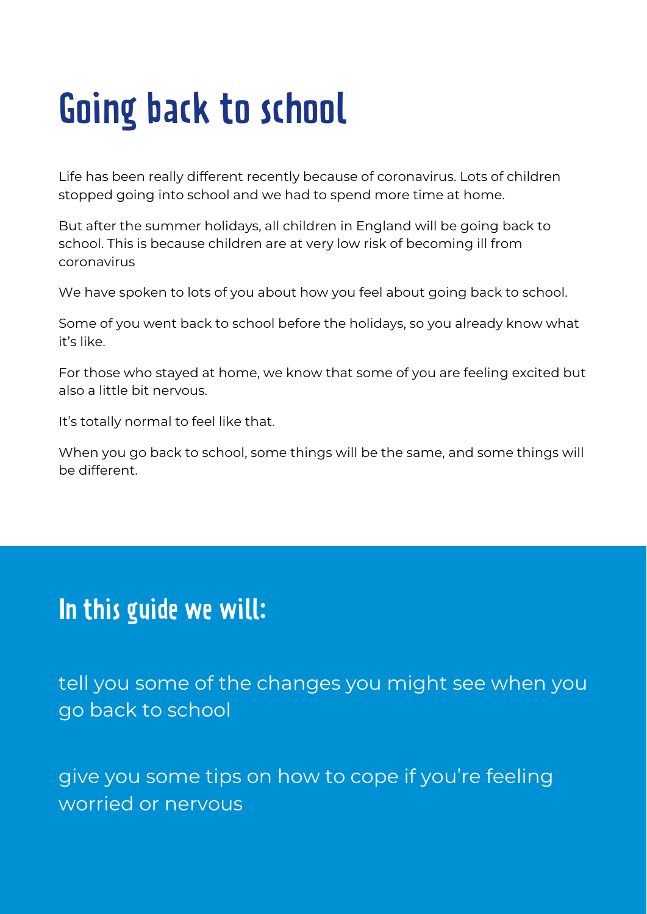# Going back to school

Life has been really different recently because of coronavirus. Lots of children stopped going into school and we had to spend more time at home.

But after the summer holidays, all children in England will be going back to school. This is because children are at very low risk of becoming ill from coronavirus

We have spoken to lots of you about how you feel about going back to school.

Some of you went back to school before the holidays, so you already know what it's like.

For those who stayed at home, we know that some of you are feeling excited but also a little bit nervous.

It's totally normal to feel like that.

When you go back to school, some things will be the same, and some things will be different.

## In this guide we will:

tell you some of the changes you might see when you go back to school

give you some tips on how to cope if you're feeling worried or nervous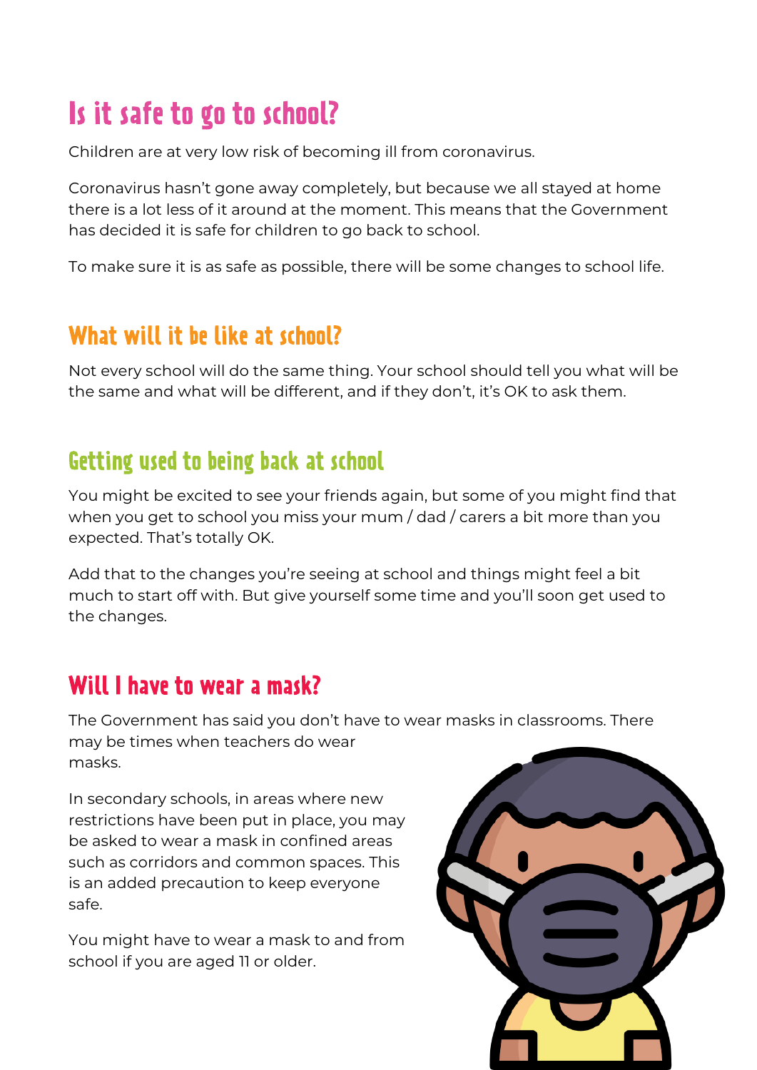## Is it safe to go to school?

Children are at very low risk of becoming ill from coronavirus.

Coronavirus hasn't gone away completely, but because we all stayed at home there is a lot less of it around at the moment. This means that the Government has decided it is safe for children to go back to school.

To make sure it is as safe as possible, there will be some changes to school life.

## What will it be like at school?

Not every school will do the same thing. Your school should tell you what will be the same and what will be different, and if they don't, it's OK to ask them.

## Getting used to being back at school

You might be excited to see your friends again, but some of you might find that when you get to school you miss your mum / dad / carers a bit more than you expected. That's totally OK.

Add that to the changes you're seeing at school and things might feel a bit much to start off with. But give yourself some time and you'll soon get used to the changes.

## Will I have to wear a mask?

The Government has said you don't have to wear masks in classrooms. There may be times when teachers do wear masks.

In secondary schools, in areas where new restrictions have been put in place, you may be asked to wear a mask in confined areas such as corridors and common spaces. This is an added precaution to keep everyone safe.

You might have to wear a mask to and from school if you are aged 11 or older.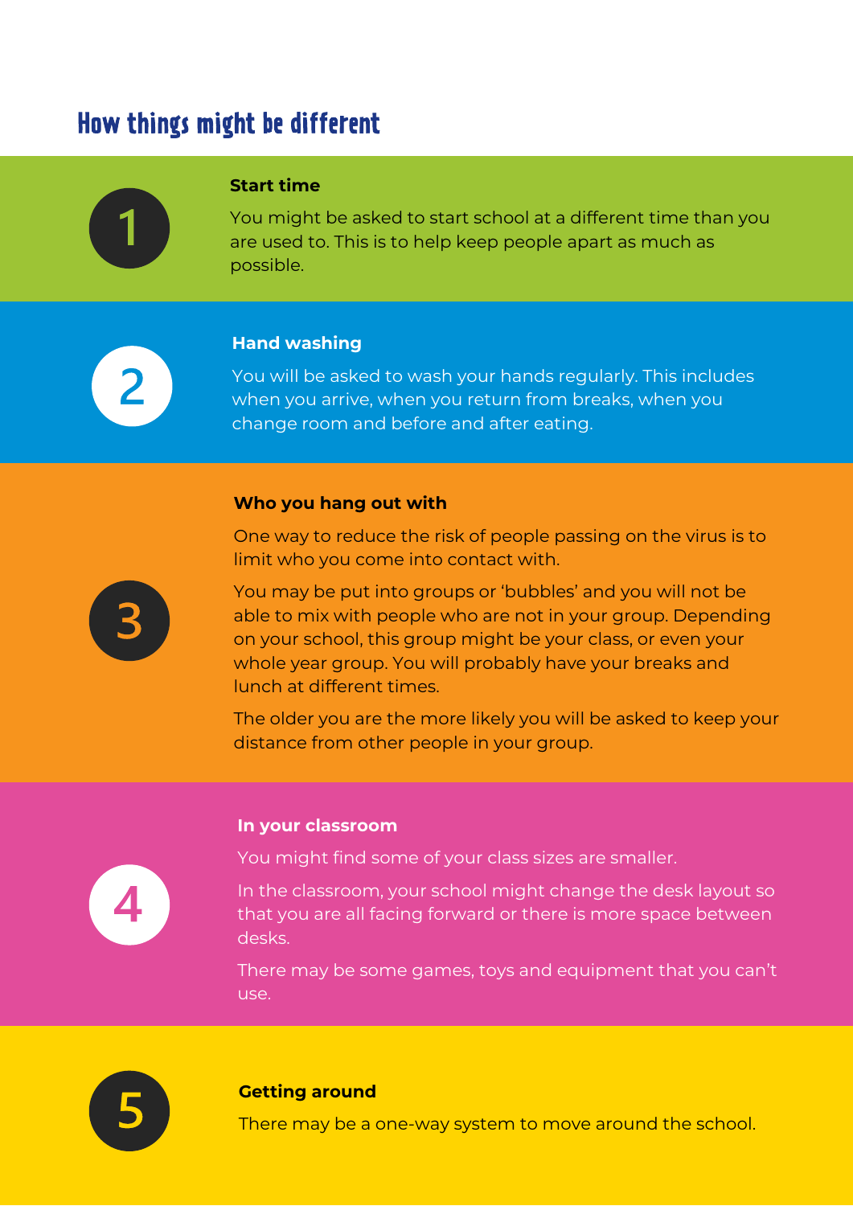## How things might be different

### 1. Start time

You might be asked to start school at a different time than you are used to. This is to help keep people apart as much as possible.

### 2. Hand washing

You will be asked to wash your hands regularly. This includes when you arrive, when you return from breaks, when you change room and before and after eating.

### 3. Who you hang out with

One way to reduce the risk of people passing on the virus is to limit who you come into contact with.

You may be put into groups or 'bubbles' and you will not be able to mix with people who are not in your group. Depending on your school, this group might be your class, or even your whole year group. You will probably have your breaks and lunch at different times.

The older you are the more likely you will be asked to keep your distance from other people in your group.

### 4. In your classroom

You might find some of your class sizes are smaller.

In the classroom, your school might change the desk layout so that you are all facing forward or there is more space between desks.

There may be some games, toys and equipment that you can't use.

### 5. Getting around

There may be a one-way system to move around the school.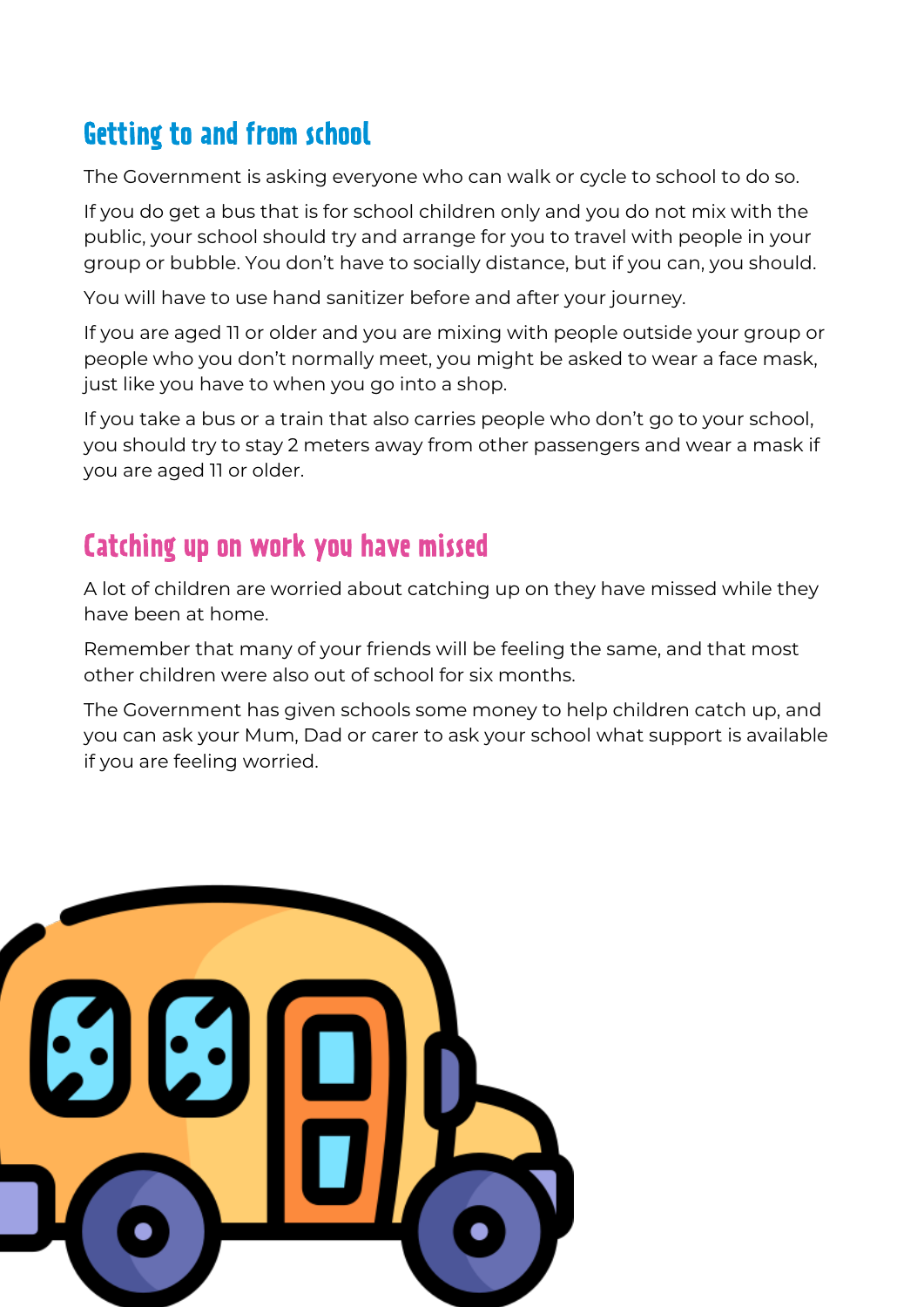## Getting to and from school

The Government is asking everyone who can walk or cycle to school to do so.

If you do get a bus that is for school children only and you do not mix with the public, your school should try and arrange for you to travel with people in your group or bubble. You don't have to socially distance, but if you can, you should.

You will have to use hand sanitizer before and after your journey.

If you are aged 11 or older and you are mixing with people outside your group or people who you don't normally meet, you might be asked to wear a face mask, just like you have to when you go into a shop.

If you take a bus or a train that also carries people who don't go to your school, you should try to stay 2 meters away from other passengers and wear a mask if you are aged 11 or older.

## Catching up on work you have missed

A lot of children are worried about catching up on they have missed while they have been at home.

Remember that many of your friends will be feeling the same, and that most other children were also out of school for six months.

The Government has given schools some money to help children catch up, and you can ask your Mum, Dad or carer to ask your school what support is available if you are feeling worried.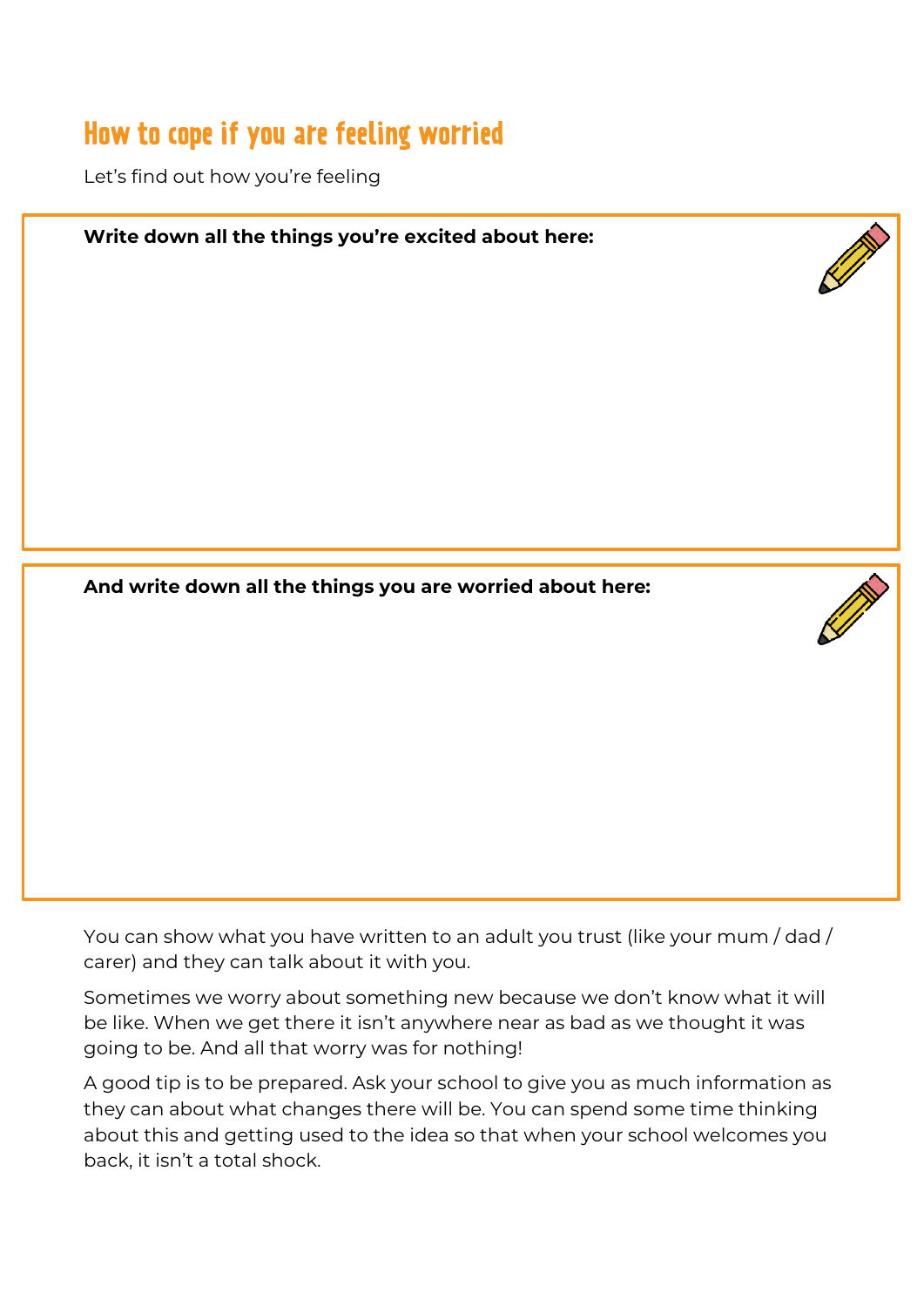## How to cope if you are feeling worried

Let's find out how you're feeling

**Write down all the things you're excited about here:**

**And write down all the things you are worried about here:**

You can show what you have written to an adult you trust (like your mum / dad / carer) and they can talk about it with you.

Sometimes we worry about something new because we don't know what it will be like. When we get there it isn't anywhere near as bad as we thought it was going to be. And all that worry was for nothing!

A good tip is to be prepared. Ask your school to give you as much information as they can about what changes there will be. You can spend some time thinking about this and getting used to the idea so that when your school welcomes you back, it isn't a total shock.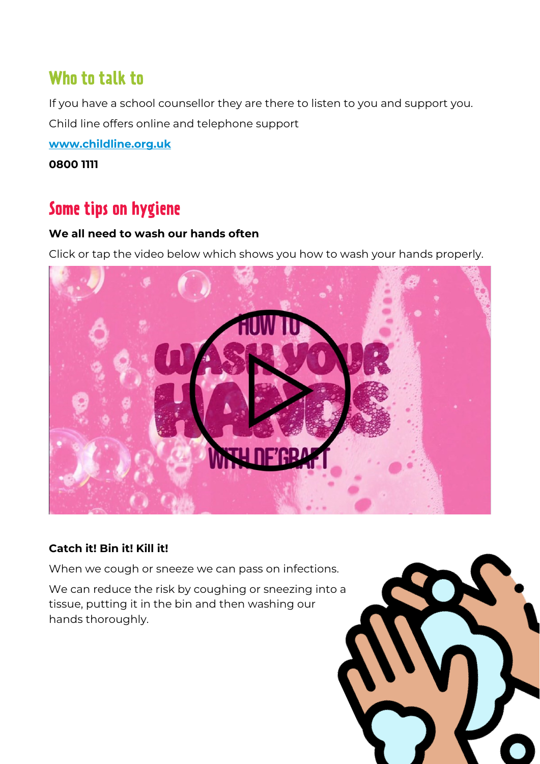## Who to talk to

If you have a school counsellor they are there to listen to you and support you.

Child line offers online and telephone support

[www.childline.org.uk](http://www.childline.org.uk)

**0800 1111**

## Some tips on hygiene

**We all need to wash our hands often**

Click or tap the video below which shows you how to wash your hands properly.

**Catch it! Bin it! Kill it!**

When we cough or sneeze we can pass on infections.

We can reduce the risk by coughing or sneezing into a tissue, putting it in the bin and then washing our hands thoroughly.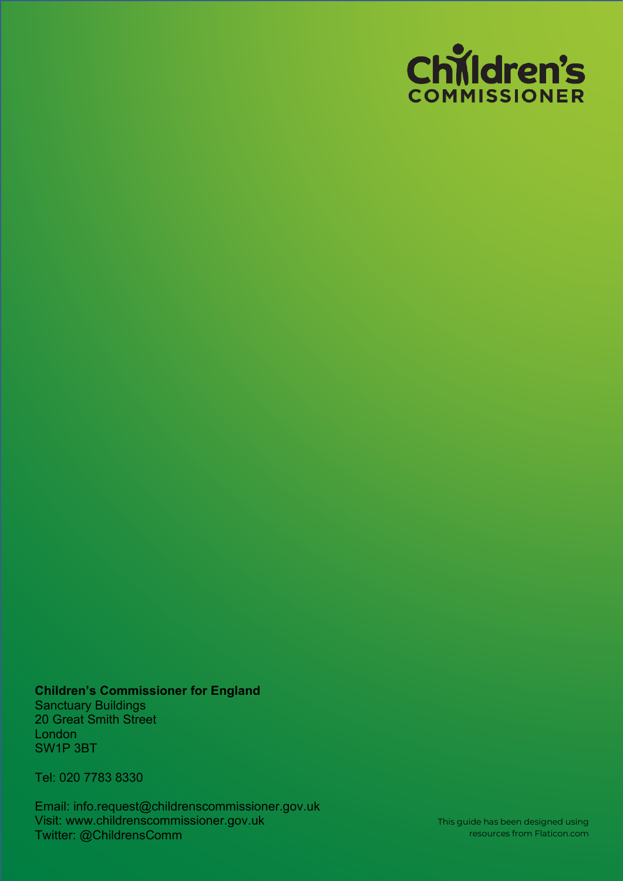Children's Commissioner

**Children's Commissioner for England**
Sanctuary Buildings
20 Great Smith Street
London
SW1P 3BT

Tel: 020 7783 8330

Email: info.request@childrenscommissioner.gov.uk
Visit: www.childrenscommissioner.gov.uk
Twitter: @ChildrensComm

This guide has been designed using resources from Flaticon.com